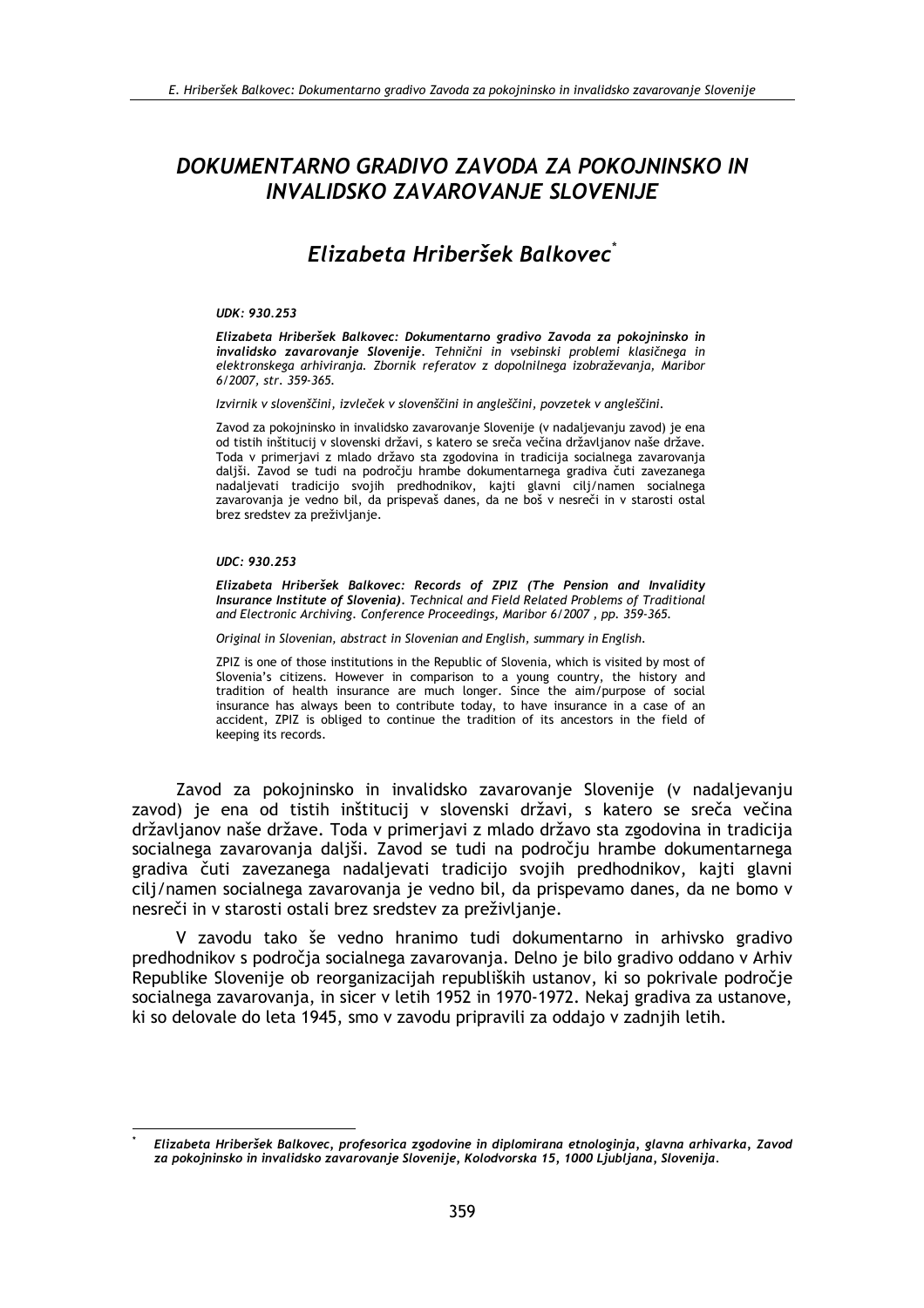# DOKUMENTARNO GRADIVO ZAVODA ZA POKOJNINSKO IN INVALIDSKO ZAVAROVANJE SLOVENIJE

## Elizabeta Hriberšek Balkovec*

**UDK: 930.253**

***Elizabeta Hriberšek Balkovec: Dokumentarno gradivo Zavoda za pokojninsko in invalidsko zavarovanje Slovenije****. Tehnični in vsebinski problemi klasičnega in elektronskega arhiviranja. Zbornik referatov z dopolnilnega izobraževanja, Maribor 6/2007, str. 359-365.*

*Izvirnik v slovenščini, izvleček v slovenščini in angleščini, povzetek v angleščini.*

Zavod za pokojninsko in invalidsko zavarovanje Slovenije (v nadaljevanju zavod) je ena od tistih inštitucij v slovenski državi, s katero se sreča večina državljanov naše države. Toda v primerjavi z mlado državo sta zgodovina in tradicija socialnega zavarovanja daljši. Zavod se tudi na področju hrambe dokumentarnega gradiva čuti zavezanega nadaljevati tradicijo svojih predhodnikov, kajti glavni cilj/namen socialnega zavarovanja je vedno bil, da prispevaš danes, da ne boš v nesreči in v starosti ostal brez sredstev za preživljanje.

**UDC: 930.253**

***Elizabeta Hriberšek Balkovec: Records of ZPIZ (The Pension and Invalidity Insurance Institute of Slovenia)****. Technical and Field Related Problems of Traditional and Electronic Archiving. Conference Proceedings, Maribor 6/2007 , pp. 359-365.*

*Original in Slovenian, abstract in Slovenian and English, summary in English.*

ZPIZ is one of those institutions in the Republic of Slovenia, which is visited by most of Slovenia's citizens. However in comparison to a young country, the history and tradition of health insurance are much longer. Since the aim/purpose of social insurance has always been to contribute today, to have insurance in a case of an accident, ZPIZ is obliged to continue the tradition of its ancestors in the field of keeping its records.

Zavod za pokojninsko in invalidsko zavarovanje Slovenije (v nadaljevanju zavod) je ena od tistih inštitucij v slovenski državi, s katero se sreča večina državljanov naše države. Toda v primerjavi z mlado državo sta zgodovina in tradicija socialnega zavarovanja daljši. Zavod se tudi na področju hrambe dokumentarnega gradiva čuti zavezanega nadaljevati tradicijo svojih predhodnikov, kajti glavni cilj/namen socialnega zavarovanja je vedno bil, da prispevamo danes, da ne bomo v nesreči in v starosti ostali brez sredstev za preživljanje.

V zavodu tako še vedno hranimo tudi dokumentarno in arhivsko gradivo predhodnikov s področja socialnega zavarovanja. Delno je bilo gradivo oddano v Arhiv Republike Slovenije ob reorganizacijah republiških ustanov, ki so pokrivale področje socialnega zavarovanja, in sicer v letih 1952 in 1970-1972. Nekaj gradiva za ustanove, ki so delovale do leta 1945, smo v zavodu pripravili za oddajo v zadnjih letih.

---

\* ***Elizabeta Hriberšek Balkovec, profesorica zgodovine in diplomirana etnologinja, glavna arhivarka, Zavod za pokojninsko in invalidsko zavarovanje Slovenije, Kolodvorska 15, 1000 Ljubljana, Slovenija.***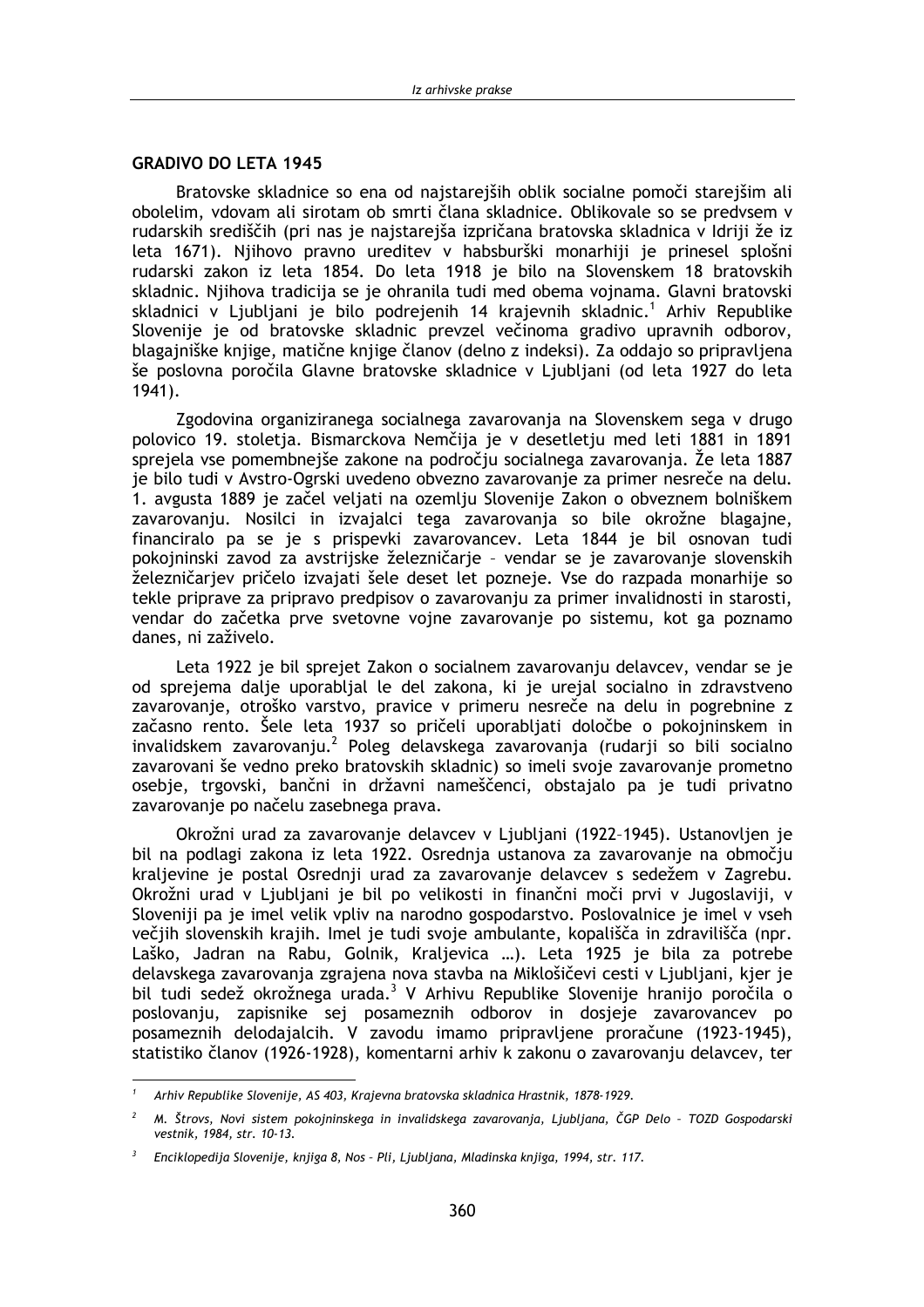## GRADIVO DO LETA 1945

Bratovske skladnice so ena od najstarejših oblik socialne pomoči starejšim ali obolelim, vdovam ali sirotam ob smrti člana skladnice. Oblikovale so se predvsem v rudarskih središčih (pri nas je najstarejša izpričana bratovska skladnica v Idriji že iz leta 1671). Njihovo pravno ureditev v habsburški monarhiji je prinesel splošni rudarski zakon iz leta 1854. Do leta 1918 je bilo na Slovenskem 18 bratovskih skladnic. Njihova tradicija se je ohranila tudi med obema vojnama. Glavni bratovski skladnici v Ljubljani je bilo podrejenih 14 krajevnih skladnic.[1] Arhiv Republike Slovenije je od bratovske skladnic prevzel večinoma gradivo upravnih odborov, blagajniške knjige, matične knjige članov (delno z indeksi). Za oddajo so pripravljena še poslovna poročila Glavne bratovske skladnice v Ljubljani (od leta 1927 do leta 1941).

Zgodovina organiziranega socialnega zavarovanja na Slovenskem sega v drugo polovico 19. stoletja. Bismarckova Nemčija je v desetletju med leti 1881 in 1891 sprejela vse pomembnejše zakone na področju socialnega zavarovanja. Že leta 1887 je bilo tudi v Avstro-Ogrski uvedeno obvezno zavarovanje za primer nesreče na delu. 1. avgusta 1889 je začel veljati na ozemlju Slovenije Zakon o obveznem bolniškem zavarovanju. Nosilci in izvajalci tega zavarovanja so bile okrožne blagajne, financiralo pa se je s prispevki zavarovancev. Leta 1844 je bil osnovan tudi pokojninski zavod za avstrijske železničarje – vendar se je zavarovanje slovenskih železničarjev pričelo izvajati šele deset let pozneje. Vse do razpada monarhije so tekle priprave za pripravo predpisov o zavarovanju za primer invalidnosti in starosti, vendar do začetka prve svetovne vojne zavarovanje po sistemu, kot ga poznamo danes, ni zaživelo.

Leta 1922 je bil sprejet Zakon o socialnem zavarovanju delavcev, vendar se je od sprejema dalje uporabljal le del zakona, ki je urejal socialno in zdravstveno zavarovanje, otroško varstvo, pravice v primeru nesreče na delu in pogrebnine z začasno rento. Šele leta 1937 so pričeli uporabljati določbe o pokojninskem in invalidskem zavarovanju.[2] Poleg delavskega zavarovanja (rudarji so bili socialno zavarovani še vedno preko bratovskih skladnic) so imeli svoje zavarovanje prometno osebje, trgovski, bančni in državni nameščenci, obstajalo pa je tudi privatno zavarovanje po načelu zasebnega prava.

Okrožni urad za zavarovanje delavcev v Ljubljani (1922–1945). Ustanovljen je bil na podlagi zakona iz leta 1922. Osrednja ustanova za zavarovanje na območju kraljevine je postal Osrednji urad za zavarovanje delavcev s sedežem v Zagrebu. Okrožni urad v Ljubljani je bil po velikosti in finančni moči prvi v Jugoslaviji, v Sloveniji pa je imel velik vpliv na narodno gospodarstvo. Poslovalnice je imel v vseh večjih slovenskih krajih. Imel je tudi svoje ambulante, kopališča in zdravilišča (npr. Laško, Jadran na Rabu, Golnik, Kraljevica …). Leta 1925 je bila za potrebe delavskega zavarovanja zgrajena nova stavba na Miklošičevi cesti v Ljubljani, kjer je bil tudi sedež okrožnega urada.[3] V Arhivu Republike Slovenije hranijo poročila o poslovanju, zapisnike sej posameznih odborov in dosjeje zavarovancev po posameznih delodajalcih. V zavodu imamo pripravljene proračune (1923-1945), statistiko članov (1926-1928), komentarni arhiv k zakonu o zavarovanju delavcev, ter

---

[1] *Arhiv Republike Slovenije, AS 403, Krajevna bratovska skladnica Hrastnik, 1878-1929.*

[2] *M. Štrovs, Novi sistem pokojninskega in invalidskega zavarovanja, Ljubljana, ČGP Delo – TOZD Gospodarski vestnik, 1984, str. 10-13.*

[3] *Enciklopedija Slovenije, knjiga 8, Nos – Pli, Ljubljana, Mladinska knjiga, 1994, str. 117.*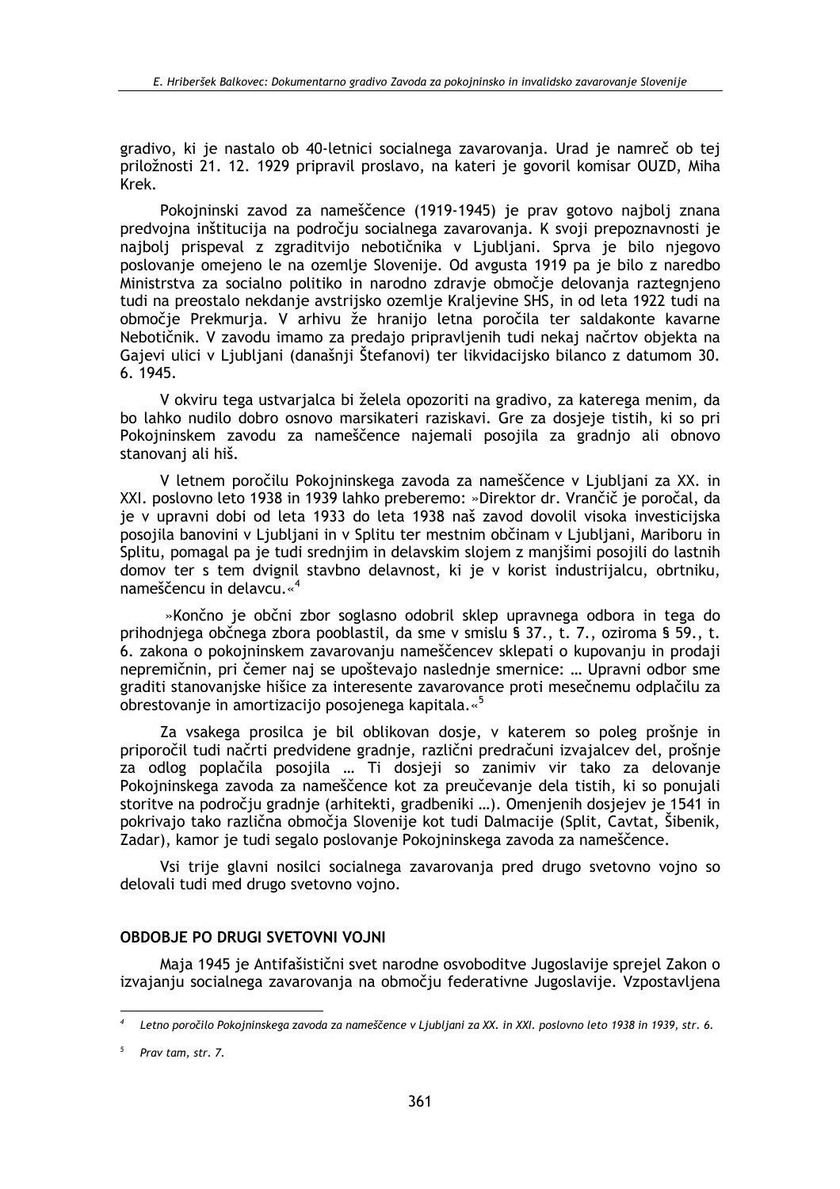gradivo, ki je nastalo ob 40-letnici socialnega zavarovanja. Urad je namreč ob tej priložnosti 21. 12. 1929 pripravil proslavo, na kateri je govoril komisar OUZD, Miha Krek.

Pokojninski zavod za nameščence (1919-1945) je prav gotovo najbolj znana predvojna inštitucija na področju socialnega zavarovanja. K svoji prepoznavnosti je najbolj prispeval z zgraditvijo nebotičnika v Ljubljani. Sprva je bilo njegovo poslovanje omejeno le na ozemlje Slovenije. Od avgusta 1919 pa je bilo z naredbo Ministrstva za socialno politiko in narodno zdravje območje delovanja raztegnjeno tudi na preostalo nekdanje avstrijsko ozemlje Kraljevine SHS, in od leta 1922 tudi na območje Prekmurja. V arhivu že hranijo letna poročila ter saldakonte kavarne Nebotičnik. V zavodu imamo za predajo pripravljenih tudi nekaj načrtov objekta na Gajevi ulici v Ljubljani (današnji Štefanovi) ter likvidacijsko bilanco z datumom 30. 6. 1945.

V okviru tega ustvarjalca bi želela opozoriti na gradivo, za katerega menim, da bo lahko nudilo dobro osnovo marsikateri raziskavi. Gre za dosjeje tistih, ki so pri Pokojninskem zavodu za nameščence najemali posojila za gradnjo ali obnovo stanovanj ali hiš.

V letnem poročilu Pokojninskega zavoda za nameščence v Ljubljani za XX. in XXI. poslovno leto 1938 in 1939 lahko preberemo: »Direktor dr. Vrančič je poročal, da je v upravni dobi od leta 1933 do leta 1938 naš zavod dovolil visoka investicijska posojila banovini v Ljubljani in v Splitu ter mestnim občinam v Ljubljani, Mariboru in Splitu, pomagal pa je tudi srednjim in delavskim slojem z manjšimi posojili do lastnih domov ter s tem dvignil stavbno delavnost, ki je v korist industrijalcu, obrtniku, nameščencu in delavcu.«[4]

»Končno je občni zbor soglasno odobril sklep upravnega odbora in tega do prihodnjega občnega zbora pooblastil, da sme v smislu § 37., t. 7., oziroma § 59., t. 6. zakona o pokojninskem zavarovanju nameščencev sklepati o kupovanju in prodaji nepremičnin, pri čemer naj se upoštevajo naslednje smernice: … Upravni odbor sme graditi stanovanjske hišice za interesente zavarovance proti mesečnemu odplačilu za obrestovanje in amortizacijo posojenega kapitala.«[5]

Za vsakega prosilca je bil oblikovan dosje, v katerem so poleg prošnje in priporočil tudi načrti predvidene gradnje, različni predračuni izvajalcev del, prošnje za odlog poplačila posojila … Ti dosjeji so zanimiv vir tako za delovanje Pokojninskega zavoda za nameščence kot za preučevanje dela tistih, ki so ponujali storitve na področju gradnje (arhitekti, gradbeniki …). Omenjenih dosjejev je 1541 in pokrivajo tako različna območja Slovenije kot tudi Dalmacije (Split, Cavtat, Šibenik, Zadar), kamor je tudi segalo poslovanje Pokojninskega zavoda za nameščence.

Vsi trije glavni nosilci socialnega zavarovanja pred drugo svetovno vojno so delovali tudi med drugo svetovno vojno.

## OBDOBJE PO DRUGI SVETOVNI VOJNI

Maja 1945 je Antifašistični svet narodne osvoboditve Jugoslavije sprejel Zakon o izvajanju socialnega zavarovanja na območju federativne Jugoslavije. Vzpostavljena

---

[4] *Letno poročilo Pokojninskega zavoda za nameščence v Ljubljani za XX. in XXI. poslovno leto 1938 in 1939, str. 6.*

[5] *Prav tam, str. 7.*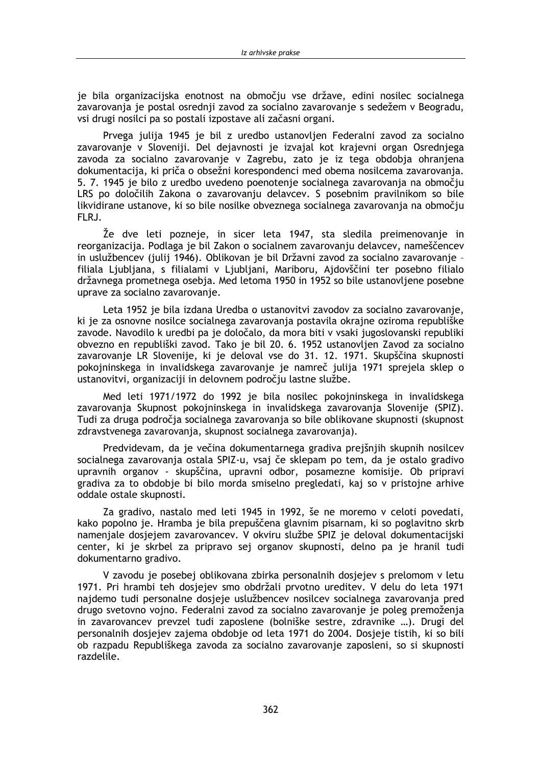je bila organizacijska enotnost na območju vse države, edini nosilec socialnega zavarovanja je postal osrednji zavod za socialno zavarovanje s sedežem v Beogradu, vsi drugi nosilci pa so postali izpostave ali začasni organi.

Prvega julija 1945 je bil z uredbo ustanovljen Federalni zavod za socialno zavarovanje v Sloveniji. Del dejavnosti je izvajal kot krajevni organ Osrednjega zavoda za socialno zavarovanje v Zagrebu, zato je iz tega obdobja ohranjena dokumentacija, ki priča o obsežni korespondenci med obema nosilcema zavarovanja. 5. 7. 1945 je bilo z uredbo uvedeno poenotenje socialnega zavarovanja na območju LRS po določilih Zakona o zavarovanju delavcev. S posebnim pravilnikom so bile likvidirane ustanove, ki so bile nosilke obveznega socialnega zavarovanja na območju FLRJ.

Že dve leti pozneje, in sicer leta 1947, sta sledila preimenovanje in reorganizacija. Podlaga je bil Zakon o socialnem zavarovanju delavcev, nameščencev in uslužbencev (julij 1946). Oblikovan je bil Državni zavod za socialno zavarovanje – filiala Ljubljana, s filialami v Ljubljani, Mariboru, Ajdovščini ter posebno filialo državnega prometnega osebja. Med letoma 1950 in 1952 so bile ustanovljene posebne uprave za socialno zavarovanje.

Leta 1952 je bila izdana Uredba o ustanovitvi zavodov za socialno zavarovanje, ki je za osnovne nosilce socialnega zavarovanja postavila okrajne oziroma republiške zavode. Navodilo k uredbi pa je določalo, da mora biti v vsaki jugoslovanski republiki obvezno en republiški zavod. Tako je bil 20. 6. 1952 ustanovljen Zavod za socialno zavarovanje LR Slovenije, ki je deloval vse do 31. 12. 1971. Skupščina skupnosti pokojninskega in invalidskega zavarovanje je namreč julija 1971 sprejela sklep o ustanovitvi, organizaciji in delovnem področju lastne službe.

Med leti 1971/1972 do 1992 je bila nosilec pokojninskega in invalidskega zavarovanja Skupnost pokojninskega in invalidskega zavarovanja Slovenije (SPIZ). Tudi za druga področja socialnega zavarovanja so bile oblikovane skupnosti (skupnost zdravstvenega zavarovanja, skupnost socialnega zavarovanja).

Predvidevam, da je večina dokumentarnega gradiva prejšnjih skupnih nosilcev socialnega zavarovanja ostala SPIZ-u, vsaj če sklepam po tem, da je ostalo gradivo upravnih organov - skupščina, upravni odbor, posamezne komisije. Ob pripravi gradiva za to obdobje bi bilo morda smiselno pregledati, kaj so v pristojne arhive oddale ostale skupnosti.

Za gradivo, nastalo med leti 1945 in 1992, še ne moremo v celoti povedati, kako popolno je. Hramba je bila prepuščena glavnim pisarnam, ki so poglavitno skrb namenjale dosjejem zavarovancev. V okviru službe SPIZ je deloval dokumentacijski center, ki je skrbel za pripravo sej organov skupnosti, delno pa je hranil tudi dokumentarno gradivo.

V zavodu je posebej oblikovana zbirka personalnih dosjejev s prelomom v letu 1971. Pri hrambi teh dosjejev smo obdržali prvotno ureditev. V delu do leta 1971 najdemo tudi personalne dosjeje uslužbencev nosilcev socialnega zavarovanja pred drugo svetovno vojno. Federalni zavod za socialno zavarovanje je poleg premoženja in zavarovancev prevzel tudi zaposlene (bolniške sestre, zdravnike …). Drugi del personalnih dosjejev zajema obdobje od leta 1971 do 2004. Dosjeje tistih, ki so bili ob razpadu Republiškega zavoda za socialno zavarovanje zaposleni, so si skupnosti razdelile.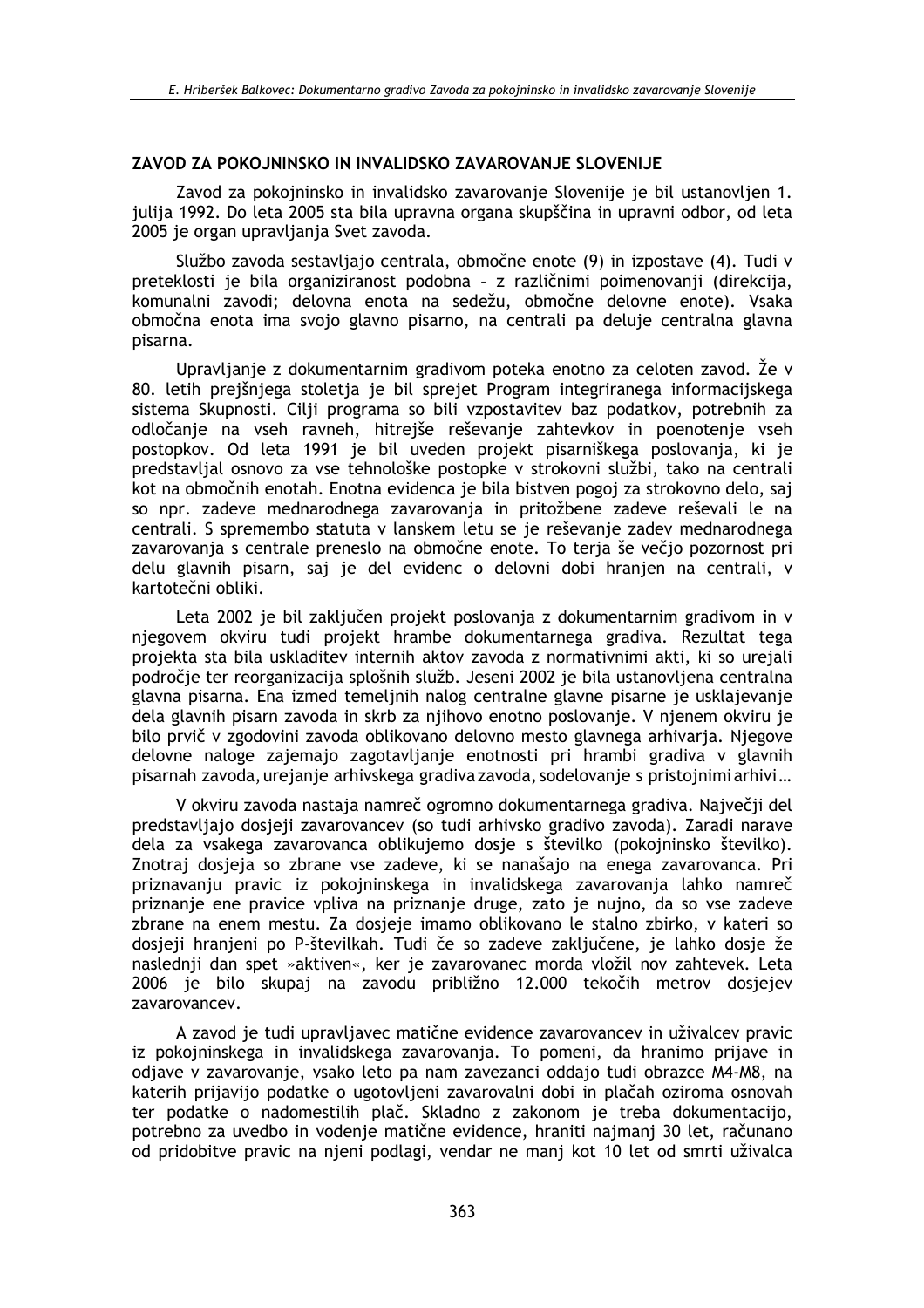## ZAVOD ZA POKOJNINSKO IN INVALIDSKO ZAVAROVANJE SLOVENIJE

Zavod za pokojninsko in invalidsko zavarovanje Slovenije je bil ustanovljen 1. julija 1992. Do leta 2005 sta bila upravna organa skupščina in upravni odbor, od leta 2005 je organ upravljanja Svet zavoda.

Službo zavoda sestavljajo centrala, območne enote (9) in izpostave (4). Tudi v preteklosti je bila organiziranost podobna – z različnimi poimenovanji (direkcija, komunalni zavodi; delovna enota na sedežu, območne delovne enote). Vsaka območna enota ima svojo glavno pisarno, na centrali pa deluje centralna glavna pisarna.

Upravljanje z dokumentarnim gradivom poteka enotno za celoten zavod. Že v 80. letih prejšnjega stoletja je bil sprejet Program integriranega informacijskega sistema Skupnosti. Cilji programa so bili vzpostavitev baz podatkov, potrebnih za odločanje na vseh ravneh, hitrejše reševanje zahtevkov in poenotenje vseh postopkov. Od leta 1991 je bil uveden projekt pisarniškega poslovanja, ki je predstavljal osnovo za vse tehnološke postopke v strokovni službi, tako na centrali kot na območnih enotah. Enotna evidenca je bila bistven pogoj za strokovno delo, saj so npr. zadeve mednarodnega zavarovanja in pritožbene zadeve reševali le na centrali. S spremembo statuta v lanskem letu se je reševanje zadev mednarodnega zavarovanja s centrale preneslo na območne enote. To terja še večjo pozornost pri delu glavnih pisarn, saj je del evidenc o delovni dobi hranjen na centrali, v kartotečni obliki.

Leta 2002 je bil zaključen projekt poslovanja z dokumentarnim gradivom in v njegovem okviru tudi projekt hrambe dokumentarnega gradiva. Rezultat tega projekta sta bila uskladitev internih aktov zavoda z normativnimi akti, ki so urejali področje ter reorganizacija splošnih služb. Jeseni 2002 je bila ustanovljena centralna glavna pisarna. Ena izmed temeljnih nalog centralne glavne pisarne je usklajevanje dela glavnih pisarn zavoda in skrb za njihovo enotno poslovanje. V njenem okviru je bilo prvič v zgodovini zavoda oblikovano delovno mesto glavnega arhivarja. Njegove delovne naloge zajemajo zagotavljanje enotnosti pri hrambi gradiva v glavnih pisarnah zavoda, urejanje arhivskega gradiva zavoda, sodelovanje s pristojnimi arhivi…

V okviru zavoda nastaja namreč ogromno dokumentarnega gradiva. Največji del predstavljajo dosjeji zavarovancev (so tudi arhivsko gradivo zavoda). Zaradi narave dela za vsakega zavarovanca oblikujemo dosje s številko (pokojninsko številko). Znotraj dosjeja so zbrane vse zadeve, ki se nanašajo na enega zavarovanca. Pri priznavanju pravic iz pokojninskega in invalidskega zavarovanja lahko namreč priznanje ene pravice vpliva na priznanje druge, zato je nujno, da so vse zadeve zbrane na enem mestu. Za dosjeje imamo oblikovano le stalno zbirko, v kateri so dosjeji hranjeni po P-številkah. Tudi če so zadeve zaključene, je lahko dosje že naslednji dan spet »aktiven«, ker je zavarovanec morda vložil nov zahtevek. Leta 2006 je bilo skupaj na zavodu približno 12.000 tekočih metrov dosjejev zavarovancev.

A zavod je tudi upravljavec matične evidence zavarovancev in uživalcev pravic iz pokojninskega in invalidskega zavarovanja. To pomeni, da hranimo prijave in odjave v zavarovanje, vsako leto pa nam zavezanci oddajo tudi obrazce M4-M8, na katerih prijavijo podatke o ugotovljeni zavarovalni dobi in plačah oziroma osnovah ter podatke o nadomestilih plač. Skladno z zakonom je treba dokumentacijo, potrebno za uvedbo in vodenje matične evidence, hraniti najmanj 30 let, računano od pridobitve pravic na njeni podlagi, vendar ne manj kot 10 let od smrti uživalca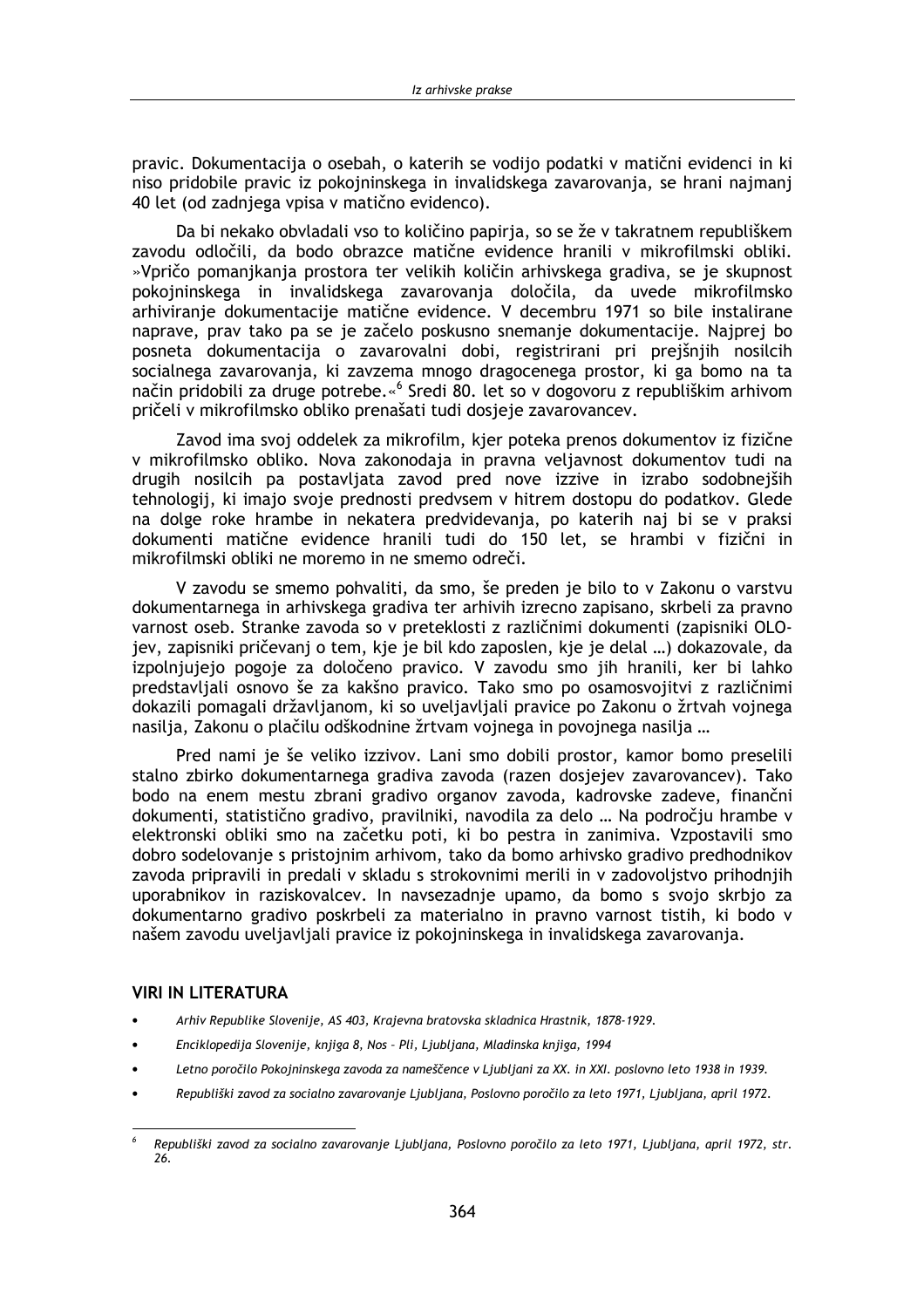pravic. Dokumentacija o osebah, o katerih se vodijo podatki v matični evidenci in ki niso pridobile pravic iz pokojninskega in invalidskega zavarovanja, se hrani najmanj 40 let (od zadnjega vpisa v matično evidenco).

Da bi nekako obvladali vso to količino papirja, so se že v takratnem republiškem zavodu odločili, da bodo obrazce matične evidence hranili v mikrofilmski obliki. »Vpričo pomanjkanja prostora ter velikih količin arhivskega gradiva, se je skupnost pokojninskega in invalidskega zavarovanja določila, da uvede mikrofilmsko arhiviranje dokumentacije matične evidence. V decembru 1971 so bile instalirane naprave, prav tako pa se je začelo poskusno snemanje dokumentacije. Najprej bo posneta dokumentacija o zavarovalni dobi, registrirani pri prejšnjih nosilcih socialnega zavarovanja, ki zavzema mnogo dragocenega prostor, ki ga bomo na ta način pridobili za druge potrebe.«[6] Sredi 80. let so v dogovoru z republiškim arhivom pričeli v mikrofilmsko obliko prenašati tudi dosjeje zavarovancev.

Zavod ima svoj oddelek za mikrofilm, kjer poteka prenos dokumentov iz fizične v mikrofilmsko obliko. Nova zakonodaja in pravna veljavnost dokumentov tudi na drugih nosilcih pa postavljata zavod pred nove izzive in izrabo sodobnejših tehnologij, ki imajo svoje prednosti predvsem v hitrem dostopu do podatkov. Glede na dolge roke hrambe in nekatera predvidevanja, po katerih naj bi se v praksi dokumenti matične evidence hranili tudi do 150 let, se hrambi v fizični in mikrofilmski obliki ne moremo in ne smemo odreči.

V zavodu se smemo pohvaliti, da smo, še preden je bilo to v Zakonu o varstvu dokumentarnega in arhivskega gradiva ter arhivih izrecno zapisano, skrbeli za pravno varnost oseb. Stranke zavoda so v preteklosti z različnimi dokumenti (zapisniki OLO-jev, zapisniki pričevanj o tem, kje je bil kdo zaposlen, kje je delal …) dokazovale, da izpolnjujejo pogoje za določeno pravico. V zavodu smo jih hranili, ker bi lahko predstavljali osnovo še za kakšno pravico. Tako smo po osamosvojitvi z različnimi dokazili pomagali državljanom, ki so uveljavljali pravice po Zakonu o žrtvah vojnega nasilja, Zakonu o plačilu odškodnine žrtvam vojnega in povojnega nasilja …

Pred nami je še veliko izzivov. Lani smo dobili prostor, kamor bomo preselili stalno zbirko dokumentarnega gradiva zavoda (razen dosjejev zavarovancev). Tako bodo na enem mestu zbrani gradivo organov zavoda, kadrovske zadeve, finančni dokumenti, statistično gradivo, pravilniki, navodila za delo … Na področju hrambe v elektronski obliki smo na začetku poti, ki bo pestra in zanimiva. Vzpostavili smo dobro sodelovanje s pristojnim arhivom, tako da bomo arhivsko gradivo predhodnikov zavoda pripravili in predali v skladu s strokovnimi merili in v zadovoljstvo prihodnjih uporabnikov in raziskovalcev. In navsezadnje upamo, da bomo s svojo skrbjo za dokumentarno gradivo poskrbeli za materialno in pravno varnost tistih, ki bodo v našem zavodu uveljavljali pravice iz pokojninskega in invalidskega zavarovanja.

## VIRI IN LITERATURA

- *Arhiv Republike Slovenije, AS 403, Krajevna bratovska skladnica Hrastnik, 1878-1929.*
- *Enciklopedija Slovenije, knjiga 8, Nos – Pli, Ljubljana, Mladinska knjiga, 1994*
- *Letno poročilo Pokojninskega zavoda za nameščence v Ljubljani za XX. in XXI. poslovno leto 1938 in 1939.*
- *Republiški zavod za socialno zavarovanje Ljubljana, Poslovno poročilo za leto 1971, Ljubljana, april 1972.*

---

[6] *Republiški zavod za socialno zavarovanje Ljubljana, Poslovno poročilo za leto 1971, Ljubljana, april 1972, str. 26.*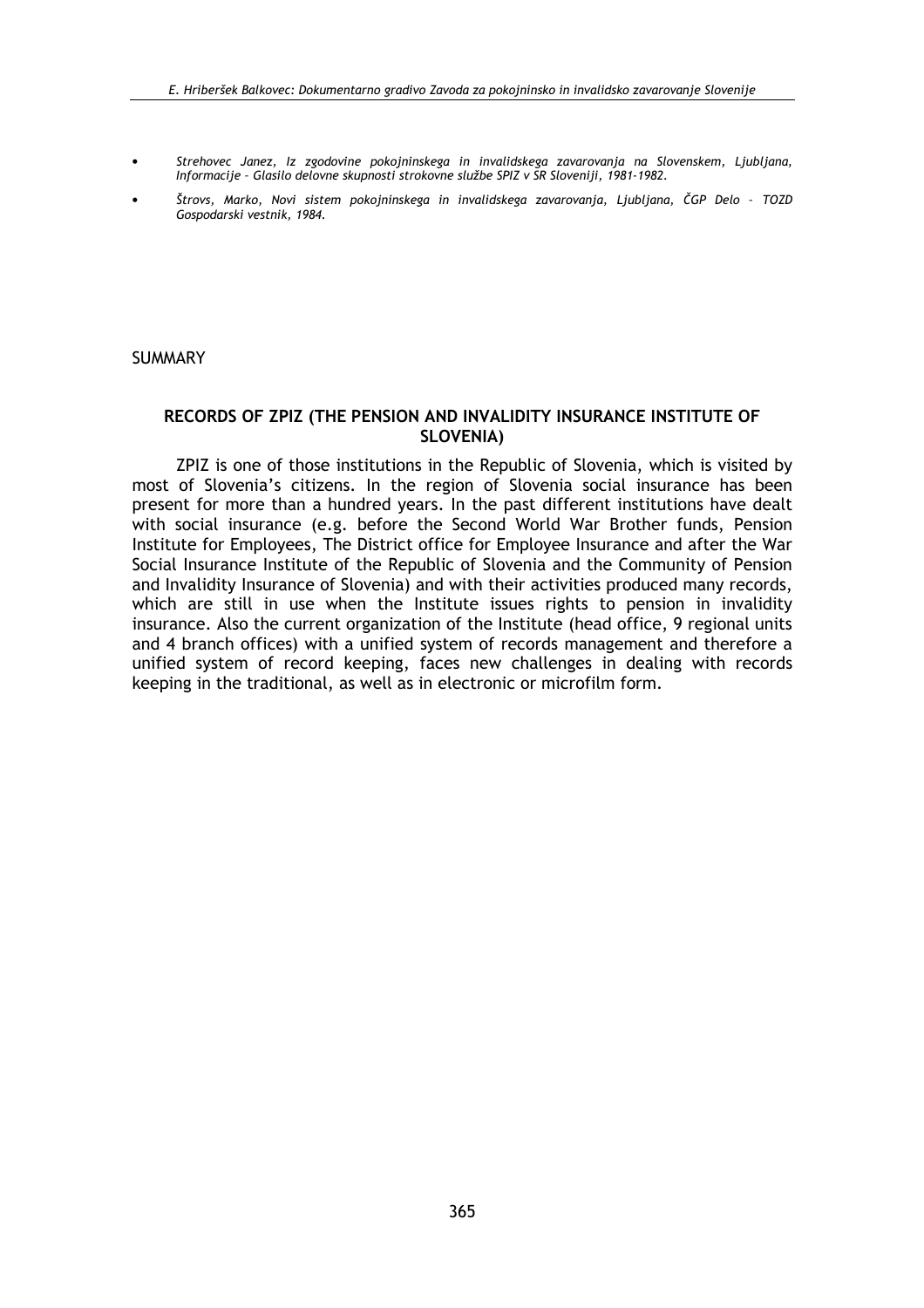- *Strehovec Janez, Iz zgodovine pokojninskega in invalidskega zavarovanja na Slovenskem, Ljubljana, Informacije – Glasilo delovne skupnosti strokovne službe SPIZ v SR Sloveniji, 1981-1982.*
- *Štrovs, Marko, Novi sistem pokojninskega in invalidskega zavarovanja, Ljubljana, ČGP Delo – TOZD Gospodarski vestnik, 1984.*

SUMMARY

**RECORDS OF ZPIZ (THE PENSION AND INVALIDITY INSURANCE INSTITUTE OF SLOVENIA)**

ZPIZ is one of those institutions in the Republic of Slovenia, which is visited by most of Slovenia's citizens. In the region of Slovenia social insurance has been present for more than a hundred years. In the past different institutions have dealt with social insurance (e.g. before the Second World War Brother funds, Pension Institute for Employees, The District office for Employee Insurance and after the War Social Insurance Institute of the Republic of Slovenia and the Community of Pension and Invalidity Insurance of Slovenia) and with their activities produced many records, which are still in use when the Institute issues rights to pension in invalidity insurance. Also the current organization of the Institute (head office, 9 regional units and 4 branch offices) with a unified system of records management and therefore a unified system of record keeping, faces new challenges in dealing with records keeping in the traditional, as well as in electronic or microfilm form.